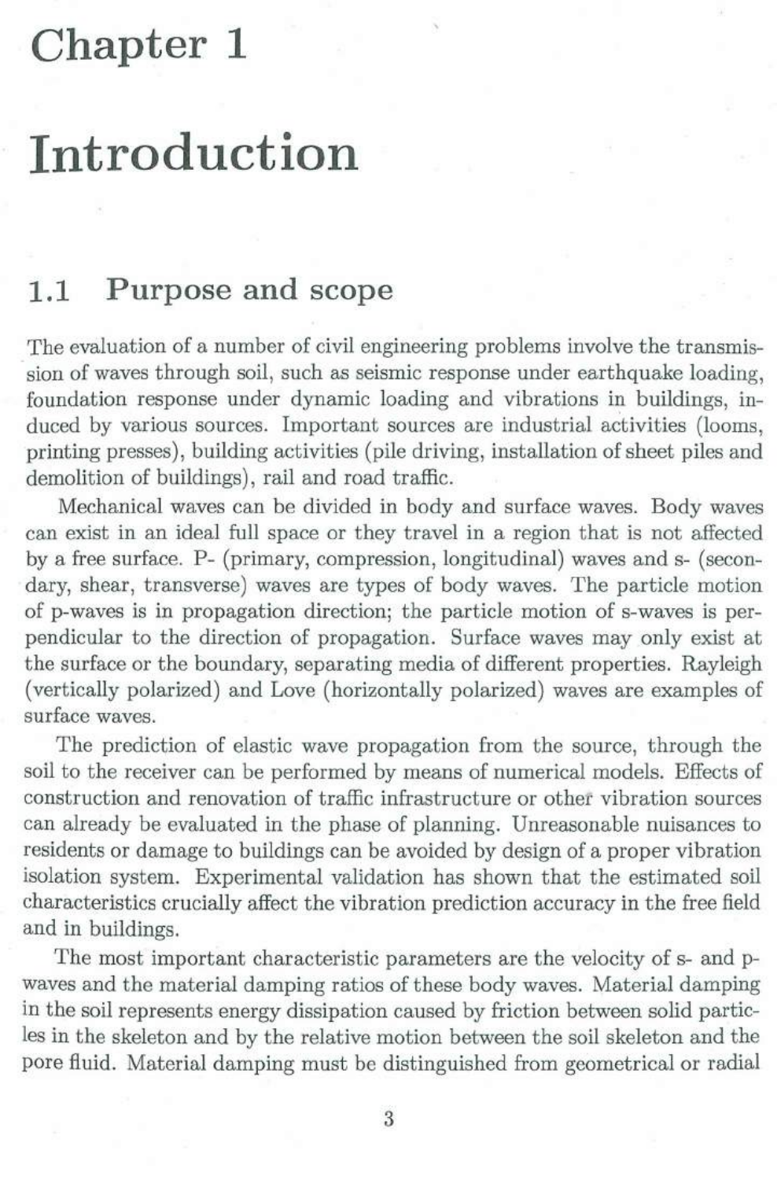# Chapter 1

# Introduction

## 1.1 Purpose and scope

The evaluation of a number of civil engineering problems involve the transmission of waves through soil, such as seismic response under earthquake loading, foundation response under dynamic loading and vibrations in buildings, induced by various sources. Important sources are industrial activities (looms, printing presses), building activities (pile driving, installation of sheet piles and demolition of buildings), rail and road traffic.

Mechanical waves can be divided in body and surface waves. Body waves can exist in an ideal full space or they travel in a region that is not affected by a free surface. P- (primary, compression, longitudinal) waves and s- (secondary, shear, transverse) waves are types of body waves. The particle motion of p-waves is in propagation direction; the particle motion of s-waves is perpendicular to the direction of propagation. Surface waves may only exist at the surface or the boundary, separating media of different properties. Rayleigh (vertically polarized) and Love (horizontally polarized) waves are examples of surface waves.

The prediction of elastic wave propagation from the source, through the soil to the receiver can be performed by means of numerical models. Effects of construction and renovation of traffic infrastructure or other vibration sources can already be evaluated in the phase of planning. Unreasonable nuisances to residents or damage to buildings can be avoided by design of a proper vibration isolation system. Experimental validation has shown that the estimated soil characteristics crucially affect the vibration prediction accuracy in the free field and in buildings.

The most important characteristic parameters are the velocity of s- and p-waves and the material damping ratios of these body waves. Material damping in the soil represents energy dissipation caused by friction between solid particles in the skeleton and by the relative motion between the soil skeleton and the pore fluid. Material damping must be distinguished from geometrical or radial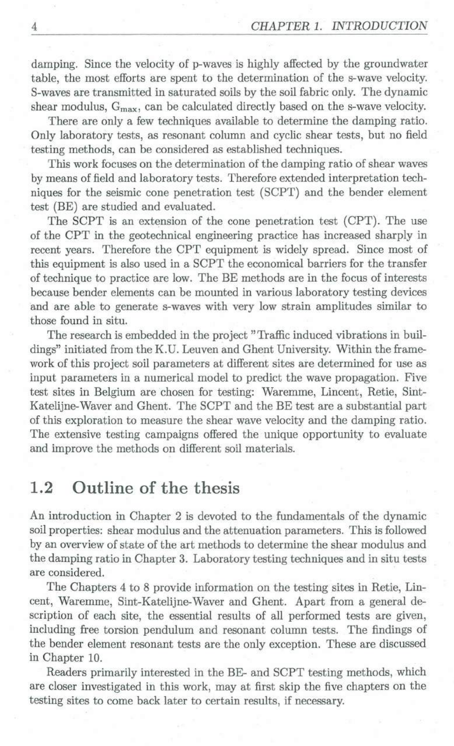damping. Since the velocity of p-waves is highly affected by the groundwater table, the most efforts are spent to the determination of the s-wave velocity. S-waves are transmitted in saturated soils by the soil fabric only. The dynamic shear modulus, $G_{max}$, can be calculated directly based on the s-wave velocity.

There are only a few techniques available to determine the damping ratio. Only laboratory tests, as resonant column and cyclic shear tests, but no field testing methods, can be considered as established techniques.

This work focuses on the determination of the damping ratio of shear waves by means of field and laboratory tests. Therefore extended interpretation techniques for the seismic cone penetration test (SCPT) and the bender element test (BE) are studied and evaluated.

The SCPT is an extension of the cone penetration test (CPT). The use of the CPT in the geotechnical engineering practice has increased sharply in recent years. Therefore the CPT equipment is widely spread. Since most of this equipment is also used in a SCPT the economical barriers for the transfer of technique to practice are low. The BE methods are in the focus of interests because bender elements can be mounted in various laboratory testing devices and are able to generate s-waves with very low strain amplitudes similar to those found in situ.

The research is embedded in the project "Traffic induced vibrations in buildings" initiated from the K.U. Leuven and Ghent University. Within the framework of this project soil parameters at different sites are determined for use as input parameters in a numerical model to predict the wave propagation. Five test sites in Belgium are chosen for testing: Waremme, Lincent, Retie, Sint-Katelijne-Waver and Ghent. The SCPT and the BE test are a substantial part of this exploration to measure the shear wave velocity and the damping ratio. The extensive testing campaigns offered the unique opportunity to evaluate and improve the methods on different soil materials.

## 1.2 Outline of the thesis

An introduction in Chapter 2 is devoted to the fundamentals of the dynamic soil properties: shear modulus and the attenuation parameters. This is followed by an overview of state of the art methods to determine the shear modulus and the damping ratio in Chapter 3. Laboratory testing techniques and in situ tests are considered.

The Chapters 4 to 8 provide information on the testing sites in Retie, Lincent, Waremme, Sint-Katelijne-Waver and Ghent. Apart from a general description of each site, the essential results of all performed tests are given, including free torsion pendulum and resonant column tests. The findings of the bender element resonant tests are the only exception. These are discussed in Chapter 10.

Readers primarily interested in the BE- and SCPT testing methods, which are closer investigated in this work, may at first skip the five chapters on the testing sites to come back later to certain results, if necessary.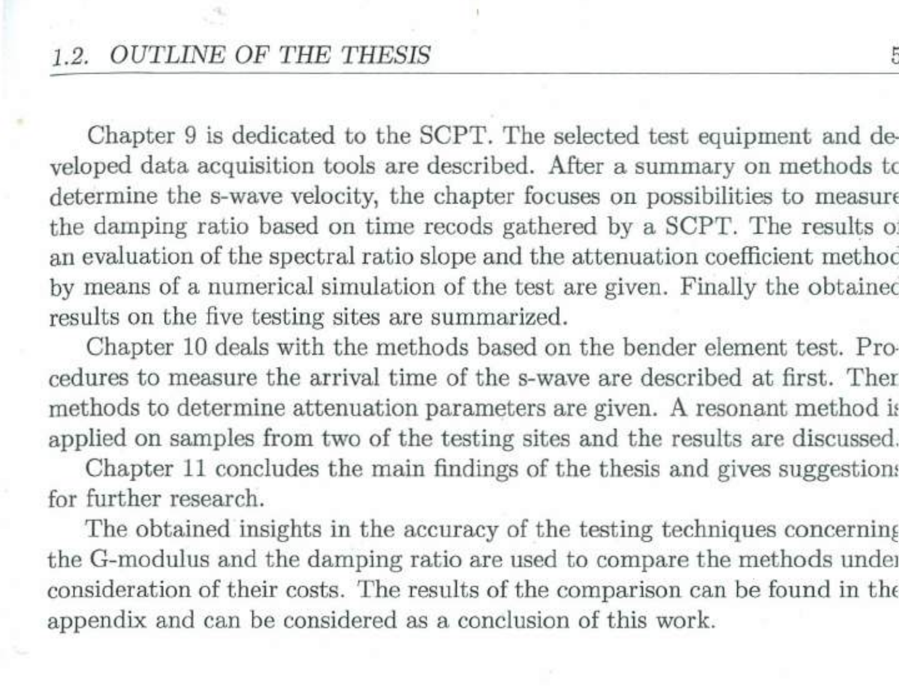Chapter 9 is dedicated to the SCPT. The selected test equipment and developed data acquisition tools are described. After a summary on methods to determine the s-wave velocity, the chapter focuses on possibilities to measure the damping ratio based on time recods gathered by a SCPT. The results of an evaluation of the spectral ratio slope and the attenuation coefficient method by means of a numerical simulation of the test are given. Finally the obtained results on the five testing sites are summarized.

Chapter 10 deals with the methods based on the bender element test. Procedures to measure the arrival time of the s-wave are described at first. Then methods to determine attenuation parameters are given. A resonant method is applied on samples from two of the testing sites and the results are discussed.

Chapter 11 concludes the main findings of the thesis and gives suggestions for further research.

The obtained insights in the accuracy of the testing techniques concerning the G-modulus and the damping ratio are used to compare the methods under consideration of their costs. The results of the comparison can be found in the appendix and can be considered as a conclusion of this work.